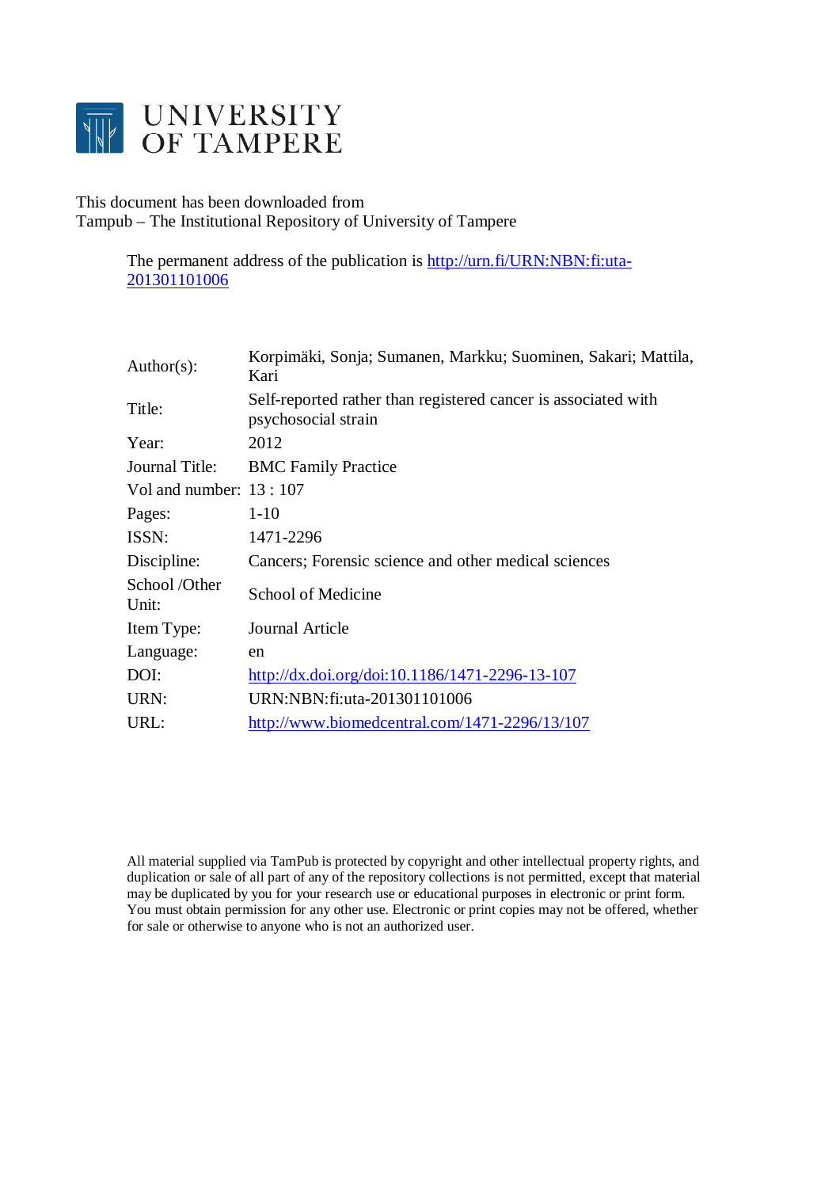# UNIVERSITY OF TAMPERE

This document has been downloaded from
Tampub – The Institutional Repository of University of Tampere

The permanent address of the publication is [http://urn.fi/URN:NBN:fi:uta-201301101006](http://urn.fi/URN:NBN:fi:uta-201301101006)

| | |
|---|---|
| Author(s): | Korpimäki, Sonja; Sumanen, Markku; Suominen, Sakari; Mattila, Kari |
| Title: | Self-reported rather than registered cancer is associated with psychosocial strain |
| Year: | 2012 |
| Journal Title: | BMC Family Practice |
| Vol and number: | 13 : 107 |
| Pages: | 1-10 |
| ISSN: | 1471-2296 |
| Discipline: | Cancers; Forensic science and other medical sciences |
| School /Other Unit: | School of Medicine |
| Item Type: | Journal Article |
| Language: | en |
| DOI: | [http://dx.doi.org/doi:10.1186/1471-2296-13-107](http://dx.doi.org/doi:10.1186/1471-2296-13-107) |
| URN: | URN:NBN:fi:uta-201301101006 |
| URL: | [http://www.biomedcentral.com/1471-2296/13/107](http://www.biomedcentral.com/1471-2296/13/107) |

All material supplied via TamPub is protected by copyright and other intellectual property rights, and duplication or sale of all part of any of the repository collections is not permitted, except that material may be duplicated by you for your research use or educational purposes in electronic or print form. You must obtain permission for any other use. Electronic or print copies may not be offered, whether for sale or otherwise to anyone who is not an authorized user.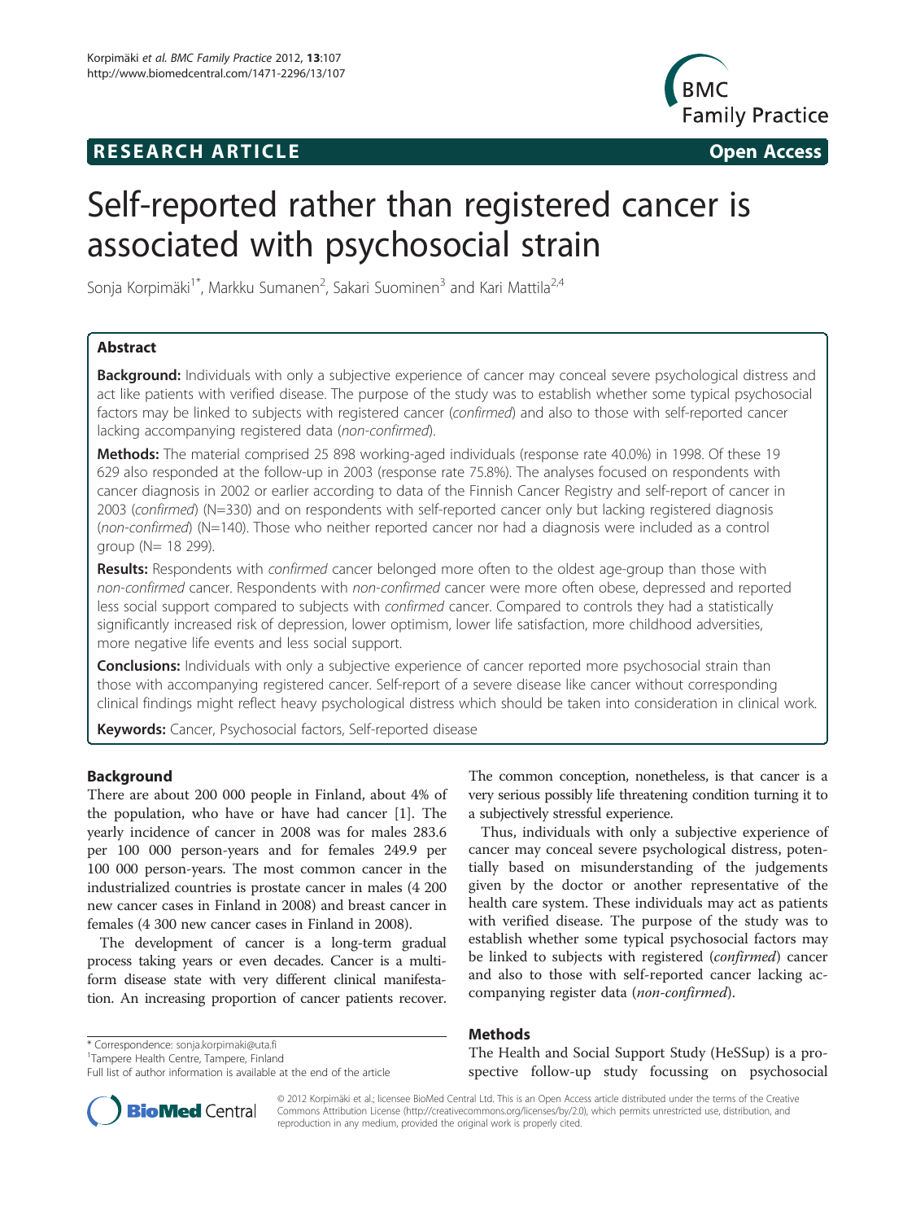# RESEARCH ARTICLE

**Open Access**

# Self-reported rather than registered cancer is associated with psychosocial strain

Sonja Korpimäki[1*], Markku Sumanen[2], Sakari Suominen[3] and Kari Mattila[2,4]

## Abstract

**Background:** Individuals with only a subjective experience of cancer may conceal severe psychological distress and act like patients with verified disease. The purpose of the study was to establish whether some typical psychosocial factors may be linked to subjects with registered cancer (*confirmed*) and also to those with self-reported cancer lacking accompanying registered data (*non-confirmed*).

**Methods:** The material comprised 25 898 working-aged individuals (response rate 40.0%) in 1998. Of these 19 629 also responded at the follow-up in 2003 (response rate 75.8%). The analyses focused on respondents with cancer diagnosis in 2002 or earlier according to data of the Finnish Cancer Registry and self-report of cancer in 2003 (*confirmed*) (N=330) and on respondents with self-reported cancer only but lacking registered diagnosis (*non-confirmed*) (N=140). Those who neither reported cancer nor had a diagnosis were included as a control group (N= 18 299).

**Results:** Respondents with *confirmed* cancer belonged more often to the oldest age-group than those with *non-confirmed* cancer. Respondents with *non-confirmed* cancer were more often obese, depressed and reported less social support compared to subjects with *confirmed* cancer. Compared to controls they had a statistically significantly increased risk of depression, lower optimism, lower life satisfaction, more childhood adversities, more negative life events and less social support.

**Conclusions:** Individuals with only a subjective experience of cancer reported more psychosocial strain than those with accompanying registered cancer. Self-report of a severe disease like cancer without corresponding clinical findings might reflect heavy psychological distress which should be taken into consideration in clinical work.

**Keywords:** Cancer, Psychosocial factors, Self-reported disease

## Background

There are about 200 000 people in Finland, about 4% of the population, who have or have had cancer [1]. The yearly incidence of cancer in 2008 was for males 283.6 per 100 000 person-years and for females 249.9 per 100 000 person-years. The most common cancer in the industrialized countries is prostate cancer in males (4 200 new cancer cases in Finland in 2008) and breast cancer in females (4 300 new cancer cases in Finland in 2008).

The development of cancer is a long-term gradual process taking years or even decades. Cancer is a multiform disease state with very different clinical manifestation. An increasing proportion of cancer patients recover. The common conception, nonetheless, is that cancer is a very serious possibly life threatening condition turning it to a subjectively stressful experience.

Thus, individuals with only a subjective experience of cancer may conceal severe psychological distress, potentially based on misunderstanding of the judgements given by the doctor or another representative of the health care system. These individuals may act as patients with verified disease. The purpose of the study was to establish whether some typical psychosocial factors may be linked to subjects with registered (*confirmed*) cancer and also to those with self-reported cancer lacking accompanying register data (*non-confirmed*).

## Methods

The Health and Social Support Study (HeSSup) is a prospective follow-up study focussing on psychosocial

\* Correspondence: sonja.korpimaki@uta.fi
[1]Tampere Health Centre, Tampere, Finland
Full list of author information is available at the end of the article

© 2012 Korpimäki et al.; licensee BioMed Central Ltd. This is an Open Access article distributed under the terms of the Creative Commons Attribution License (http://creativecommons.org/licenses/by/2.0), which permits unrestricted use, distribution, and reproduction in any medium, provided the original work is properly cited.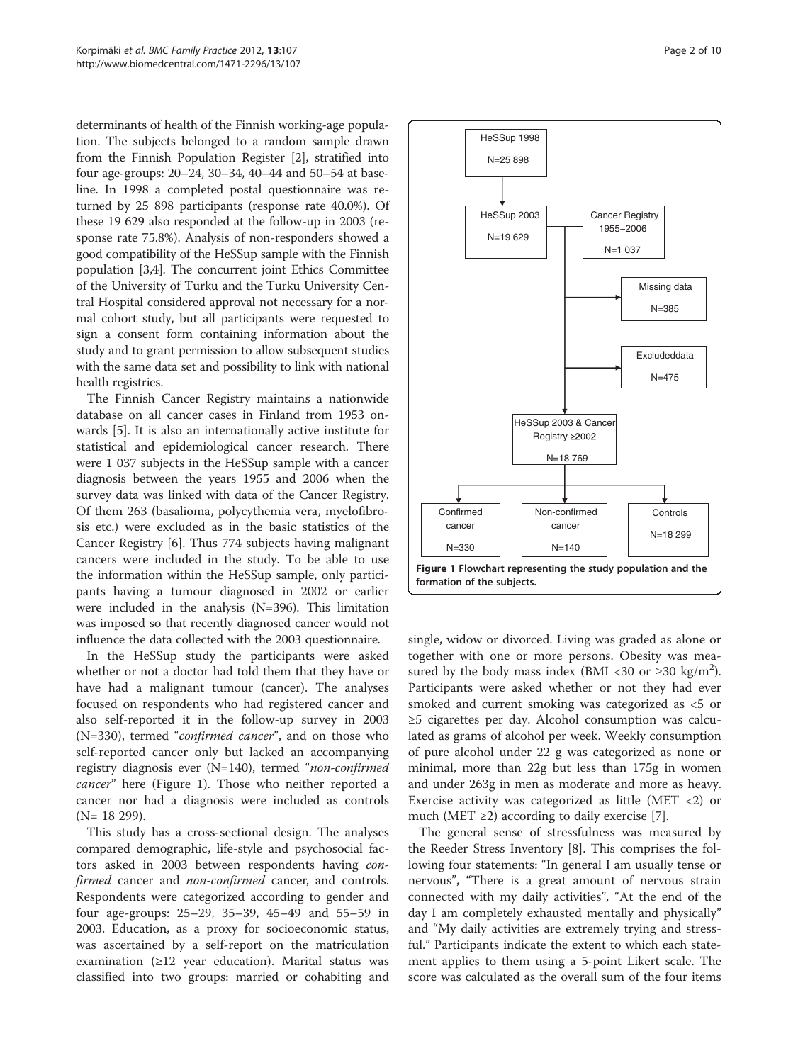determinants of health of the Finnish working-age population. The subjects belonged to a random sample drawn from the Finnish Population Register [2], stratified into four age-groups: 20–24, 30–34, 40–44 and 50–54 at baseline. In 1998 a completed postal questionnaire was returned by 25 898 participants (response rate 40.0%). Of these 19 629 also responded at the follow-up in 2003 (response rate 75.8%). Analysis of non-responders showed a good compatibility of the HeSSup sample with the Finnish population [3,4]. The concurrent joint Ethics Committee of the University of Turku and the Turku University Central Hospital considered approval not necessary for a normal cohort study, but all participants were requested to sign a consent form containing information about the study and to grant permission to allow subsequent studies with the same data set and possibility to link with national health registries.

The Finnish Cancer Registry maintains a nationwide database on all cancer cases in Finland from 1953 onwards [5]. It is also an internationally active institute for statistical and epidemiological cancer research. There were 1 037 subjects in the HeSSup sample with a cancer diagnosis between the years 1955 and 2006 when the survey data was linked with data of the Cancer Registry. Of them 263 (basalioma, polycythemia vera, myelofibrosis etc.) were excluded as in the basic statistics of the Cancer Registry [6]. Thus 774 subjects having malignant cancers were included in the study. To be able to use the information within the HeSSup sample, only participants having a tumour diagnosed in 2002 or earlier were included in the analysis (N=396). This limitation was imposed so that recently diagnosed cancer would not influence the data collected with the 2003 questionnaire.

In the HeSSup study the participants were asked whether or not a doctor had told them that they have or have had a malignant tumour (cancer). The analyses focused on respondents who had registered cancer and also self-reported it in the follow-up survey in 2003 (N=330), termed "*confirmed cancer*", and on those who self-reported cancer only but lacked an accompanying registry diagnosis ever (N=140), termed "*non-confirmed cancer*" here (Figure 1). Those who neither reported a cancer nor had a diagnosis were included as controls (N= 18 299).

This study has a cross-sectional design. The analyses compared demographic, life-style and psychosocial factors asked in 2003 between respondents having *confirmed* cancer and *non-confirmed* cancer, and controls. Respondents were categorized according to gender and four age-groups: 25–29, 35–39, 45–49 and 55–59 in 2003. Education, as a proxy for socioeconomic status, was ascertained by a self-report on the matriculation examination (≥12 year education). Marital status was classified into two groups: married or cohabiting and single, widow or divorced. Living was graded as alone or together with one or more persons. Obesity was measured by the body mass index (BMI <30 or ≥30 kg/m$^2$). Participants were asked whether or not they had ever smoked and current smoking was categorized as <5 or ≥5 cigarettes per day. Alcohol consumption was calculated as grams of alcohol per week. Weekly consumption of pure alcohol under 22 g was categorized as none or minimal, more than 22g but less than 175g in women and under 263g in men as moderate and more as heavy. Exercise activity was categorized as little (MET <2) or much (MET ≥2) according to daily exercise [7].

**Figure 1 Flowchart representing the study population and the formation of the subjects.**

The general sense of stressfulness was measured by the Reeder Stress Inventory [8]. This comprises the following four statements: "In general I am usually tense or nervous", "There is a great amount of nervous strain connected with my daily activities", "At the end of the day I am completely exhausted mentally and physically" and "My daily activities are extremely trying and stressful." Participants indicate the extent to which each statement applies to them using a 5-point Likert scale. The score was calculated as the overall sum of the four items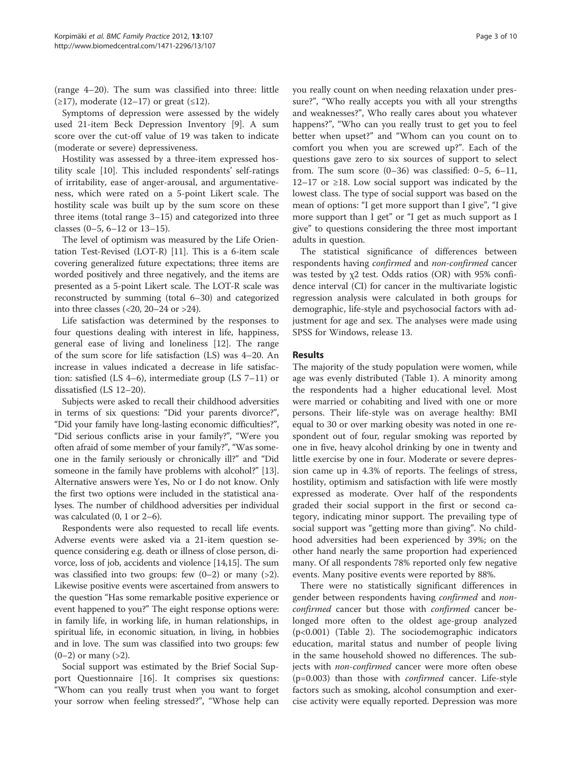(range 4–20). The sum was classified into three: little (≥17), moderate (12–17) or great (≤12).

Symptoms of depression were assessed by the widely used 21-item Beck Depression Inventory [9]. A sum score over the cut-off value of 19 was taken to indicate (moderate or severe) depressiveness.

Hostility was assessed by a three-item expressed hostility scale [10]. This included respondents' self-ratings of irritability, ease of anger-arousal, and argumentativeness, which were rated on a 5-point Likert scale. The hostility scale was built up by the sum score on these three items (total range 3–15) and categorized into three classes (0–5, 6–12 or 13–15).

The level of optimism was measured by the Life Orientation Test-Revised (LOT-R) [11]. This is a 6-item scale covering generalized future expectations; three items are worded positively and three negatively, and the items are presented as a 5-point Likert scale. The LOT-R scale was reconstructed by summing (total 6–30) and categorized into three classes (<20, 20–24 or >24).

Life satisfaction was determined by the responses to four questions dealing with interest in life, happiness, general ease of living and loneliness [12]. The range of the sum score for life satisfaction (LS) was 4–20. An increase in values indicated a decrease in life satisfaction: satisfied (LS 4–6), intermediate group (LS 7–11) or dissatisfied (LS 12–20).

Subjects were asked to recall their childhood adversities in terms of six questions: "Did your parents divorce?", "Did your family have long-lasting economic difficulties?", "Did serious conflicts arise in your family?", "Were you often afraid of some member of your family?", "Was someone in the family seriously or chronically ill?" and "Did someone in the family have problems with alcohol?" [13]. Alternative answers were Yes, No or I do not know. Only the first two options were included in the statistical analyses. The number of childhood adversities per individual was calculated (0, 1 or 2–6).

Respondents were also requested to recall life events. Adverse events were asked via a 21-item question sequence considering e.g. death or illness of close person, divorce, loss of job, accidents and violence [14,15]. The sum was classified into two groups: few (0–2) or many (>2). Likewise positive events were ascertained from answers to the question "Has some remarkable positive experience or event happened to you?" The eight response options were: in family life, in working life, in human relationships, in spiritual life, in economic situation, in living, in hobbies and in love. The sum was classified into two groups: few (0–2) or many (>2).

Social support was estimated by the Brief Social Support Questionnaire [16]. It comprises six questions: "Whom can you really trust when you want to forget your sorrow when feeling stressed?", "Whose help can you really count on when needing relaxation under pressure?", "Who really accepts you with all your strengths and weaknesses?", Who really cares about you whatever happens?", "Who can you really trust to get you to feel better when upset?" and "Whom can you count on to comfort you when you are screwed up?". Each of the questions gave zero to six sources of support to select from. The sum score (0–36) was classified: 0–5, 6–11, 12–17 or ≥18. Low social support was indicated by the lowest class. The type of social support was based on the mean of options: "I get more support than I give", "I give more support than I get" or "I get as much support as I give" to questions considering the three most important adults in question.

The statistical significance of differences between respondents having *confirmed* and *non-confirmed* cancer was tested by $\chi^2$ test. Odds ratios (OR) with 95% confidence interval (CI) for cancer in the multivariate logistic regression analysis were calculated in both groups for demographic, life-style and psychosocial factors with adjustment for age and sex. The analyses were made using SPSS for Windows, release 13.

## Results

The majority of the study population were women, while age was evenly distributed (Table 1). A minority among the respondents had a higher educational level. Most were married or cohabiting and lived with one or more persons. Their life-style was on average healthy: BMI equal to 30 or over marking obesity was noted in one respondent out of four, regular smoking was reported by one in five, heavy alcohol drinking by one in twenty and little exercise by one in four. Moderate or severe depression came up in 4.3% of reports. The feelings of stress, hostility, optimism and satisfaction with life were mostly expressed as moderate. Over half of the respondents graded their social support in the first or second category, indicating minor support. The prevailing type of social support was "getting more than giving". No childhood adversities had been experienced by 39%; on the other hand nearly the same proportion had experienced many. Of all respondents 78% reported only few negative events. Many positive events were reported by 88%.

There were no statistically significant differences in gender between respondents having *confirmed* and *non-confirmed* cancer but those with *confirmed* cancer belonged more often to the oldest age-group analyzed ($p<0.001$) (Table 2). The sociodemographic indicators education, marital status and number of people living in the same household showed no differences. The subjects with *non-confirmed* cancer were more often obese ($p=0.003$) than those with *confirmed* cancer. Life-style factors such as smoking, alcohol consumption and exercise activity were equally reported. Depression was more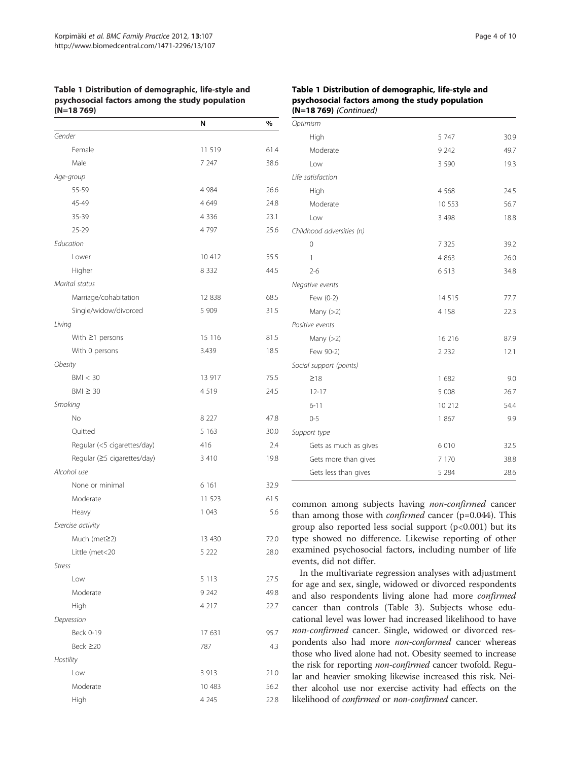**Table 1 Distribution of demographic, life-style and psychosocial factors among the study population (N=18 769)**

| | N | % |
|---|---|---|
| *Gender* | | |
| Female | 11 519 | 61.4 |
| Male | 7 247 | 38.6 |
| *Age-group* | | |
| 55-59 | 4 984 | 26.6 |
| 45-49 | 4 649 | 24.8 |
| 35-39 | 4 336 | 23.1 |
| 25-29 | 4 797 | 25.6 |
| *Education* | | |
| Lower | 10 412 | 55.5 |
| Higher | 8 332 | 44.5 |
| *Marital status* | | |
| Marriage/cohabitation | 12 838 | 68.5 |
| Single/widow/divorced | 5 909 | 31.5 |
| *Living* | | |
| With ≥1 persons | 15 116 | 81.5 |
| With 0 persons | 3.439 | 18.5 |
| *Obesity* | | |
| BMI < 30 | 13 917 | 75.5 |
| BMI ≥ 30 | 4 519 | 24.5 |
| *Smoking* | | |
| No | 8 227 | 47.8 |
| Quitted | 5 163 | 30.0 |
| Regular (<5 cigarettes/day) | 416 | 2.4 |
| Regular (≥5 cigarettes/day) | 3 410 | 19.8 |
| *Alcohol use* | | |
| None or minimal | 6 161 | 32.9 |
| Moderate | 11 523 | 61.5 |
| Heavy | 1 043 | 5.6 |
| *Exercise activity* | | |
| Much (met≥2) | 13 430 | 72.0 |
| Little (met<20 | 5 222 | 28.0 |
| *Stress* | | |
| Low | 5 113 | 27.5 |
| Moderate | 9 242 | 49.8 |
| High | 4 217 | 22.7 |
| *Depression* | | |
| Beck 0-19 | 17 631 | 95.7 |
| Beck ≥20 | 787 | 4.3 |
| *Hostility* | | |
| Low | 3 913 | 21.0 |
| Moderate | 10 483 | 56.2 |
| High | 4 245 | 22.8 |
| *Optimism* | | |
| High | 5 747 | 30.9 |
| Moderate | 9 242 | 49.7 |
| Low | 3 590 | 19.3 |
| *Life satisfaction* | | |
| High | 4 568 | 24.5 |
| Moderate | 10 553 | 56.7 |
| Low | 3 498 | 18.8 |
| *Childhood adversities (n)* | | |
| 0 | 7 325 | 39.2 |
| 1 | 4 863 | 26.0 |
| 2-6 | 6 513 | 34.8 |
| *Negative events* | | |
| Few (0-2) | 14 515 | 77.7 |
| Many (>2) | 4 158 | 22.3 |
| *Positive events* | | |
| Many (>2) | 16 216 | 87.9 |
| Few 90-2) | 2 232 | 12.1 |
| *Social support (points)* | | |
| ≥18 | 1 682 | 9.0 |
| 12-17 | 5 008 | 26.7 |
| 6-11 | 10 212 | 54.4 |
| 0-5 | 1 867 | 9.9 |
| *Support type* | | |
| Gets as much as gives | 6 010 | 32.5 |
| Gets more than gives | 7 170 | 38.8 |
| Gets less than gives | 5 284 | 28.6 |

common among subjects having *non-confirmed* cancer than among those with *confirmed* cancer (p=0.044). This group also reported less social support (p<0.001) but its type showed no difference. Likewise reporting of other examined psychosocial factors, including number of life events, did not differ.

In the multivariate regression analyses with adjustment for age and sex, single, widowed or divorced respondents and also respondents living alone had more *confirmed* cancer than controls (Table 3). Subjects whose educational level was lower had increased likelihood to have *non-confirmed* cancer. Single, widowed or divorced respondents also had more *non-conformed* cancer whereas those who lived alone had not. Obesity seemed to increase the risk for reporting *non-confirmed* cancer twofold. Regular and heavier smoking likewise increased this risk. Neither alcohol use nor exercise activity had effects on the likelihood of *confirmed* or *non-confirmed* cancer.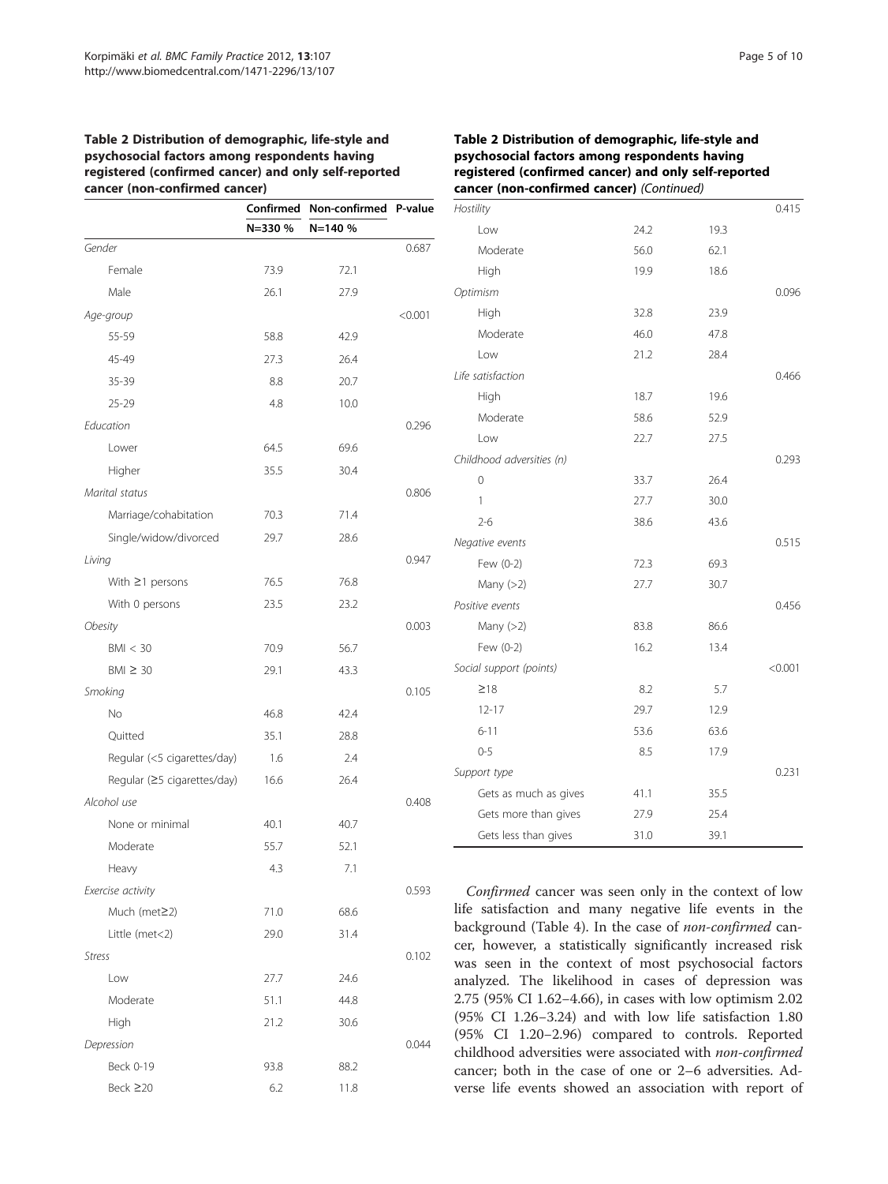**Table 2 Distribution of demographic, life-style and psychosocial factors among respondents having registered (confirmed cancer) and only self-reported cancer (non-confirmed cancer)**

| | Confirmed | Non-confirmed | P-value |
|---|---|---|---|
| | N=330 % | N=140 % | |
| *Gender* | | | 0.687 |
| Female | 73.9 | 72.1 | |
| Male | 26.1 | 27.9 | |
| *Age-group* | | | <0.001 |
| 55-59 | 58.8 | 42.9 | |
| 45-49 | 27.3 | 26.4 | |
| 35-39 | 8.8 | 20.7 | |
| 25-29 | 4.8 | 10.0 | |
| *Education* | | | 0.296 |
| Lower | 64.5 | 69.6 | |
| Higher | 35.5 | 30.4 | |
| *Marital status* | | | 0.806 |
| Marriage/cohabitation | 70.3 | 71.4 | |
| Single/widow/divorced | 29.7 | 28.6 | |
| *Living* | | | 0.947 |
| With ≥1 persons | 76.5 | 76.8 | |
| With 0 persons | 23.5 | 23.2 | |
| *Obesity* | | | 0.003 |
| BMI < 30 | 70.9 | 56.7 | |
| BMI ≥ 30 | 29.1 | 43.3 | |
| *Smoking* | | | 0.105 |
| No | 46.8 | 42.4 | |
| Quitted | 35.1 | 28.8 | |
| Regular (<5 cigarettes/day) | 1.6 | 2.4 | |
| Regular (≥5 cigarettes/day) | 16.6 | 26.4 | |
| *Alcohol use* | | | 0.408 |
| None or minimal | 40.1 | 40.7 | |
| Moderate | 55.7 | 52.1 | |
| Heavy | 4.3 | 7.1 | |
| *Exercise activity* | | | 0.593 |
| Much (met≥2) | 71.0 | 68.6 | |
| Little (met<2) | 29.0 | 31.4 | |
| *Stress* | | | 0.102 |
| Low | 27.7 | 24.6 | |
| Moderate | 51.1 | 44.8 | |
| High | 21.2 | 30.6 | |
| *Depression* | | | 0.044 |
| Beck 0-19 | 93.8 | 88.2 | |
| Beck ≥20 | 6.2 | 11.8 | |
| *Hostility* | | | 0.415 |
| Low | 24.2 | 19.3 | |
| Moderate | 56.0 | 62.1 | |
| High | 19.9 | 18.6 | |
| *Optimism* | | | 0.096 |
| High | 32.8 | 23.9 | |
| Moderate | 46.0 | 47.8 | |
| Low | 21.2 | 28.4 | |
| *Life satisfaction* | | | 0.466 |
| High | 18.7 | 19.6 | |
| Moderate | 58.6 | 52.9 | |
| Low | 22.7 | 27.5 | |
| *Childhood adversities (n)* | | | 0.293 |
| 0 | 33.7 | 26.4 | |
| 1 | 27.7 | 30.0 | |
| 2-6 | 38.6 | 43.6 | |
| *Negative events* | | | 0.515 |
| Few (0-2) | 72.3 | 69.3 | |
| Many (>2) | 27.7 | 30.7 | |
| *Positive events* | | | 0.456 |
| Many (>2) | 83.8 | 86.6 | |
| Few (0-2) | 16.2 | 13.4 | |
| *Social support (points)* | | | <0.001 |
| ≥18 | 8.2 | 5.7 | |
| 12-17 | 29.7 | 12.9 | |
| 6-11 | 53.6 | 63.6 | |
| 0-5 | 8.5 | 17.9 | |
| *Support type* | | | 0.231 |
| Gets as much as gives | 41.1 | 35.5 | |
| Gets more than gives | 27.9 | 25.4 | |
| Gets less than gives | 31.0 | 39.1 | |

*Confirmed* cancer was seen only in the context of low life satisfaction and many negative life events in the background (Table 4). In the case of *non-confirmed* cancer, however, a statistically significantly increased risk was seen in the context of most psychosocial factors analyzed. The likelihood in cases of depression was 2.75 (95% CI 1.62–4.66), in cases with low optimism 2.02 (95% CI 1.26–3.24) and with low life satisfaction 1.80 (95% CI 1.20–2.96) compared to controls. Reported childhood adversities were associated with *non-confirmed* cancer; both in the case of one or 2–6 adversities. Adverse life events showed an association with report of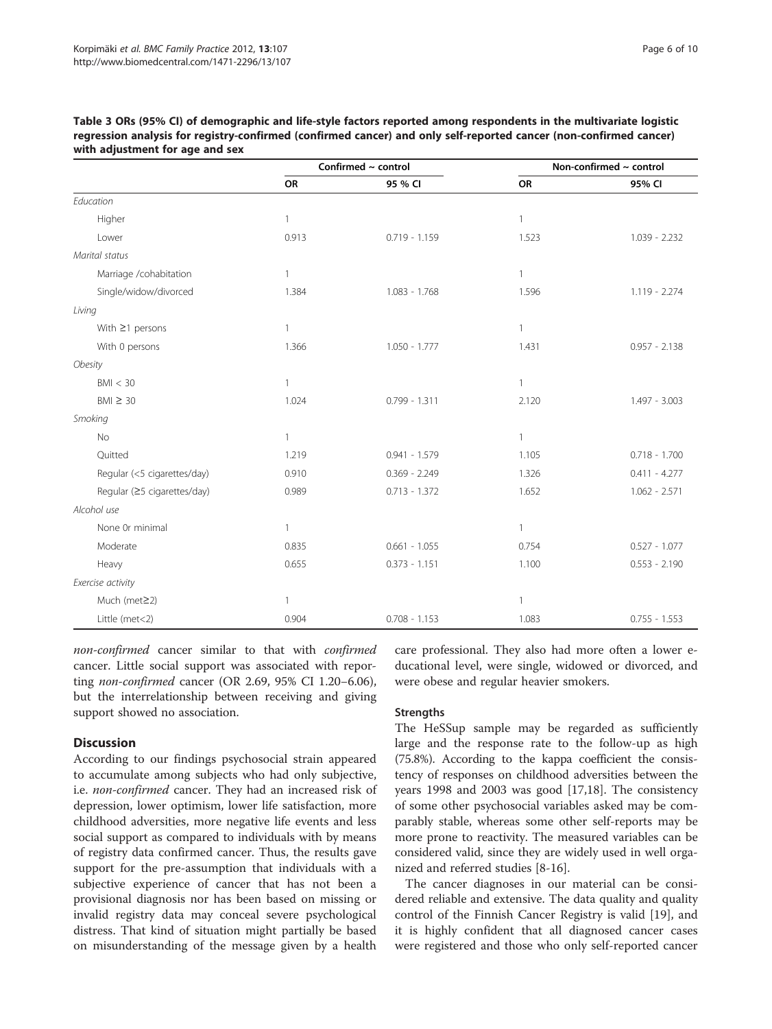**Table 3 ORs (95% CI) of demographic and life-style factors reported among respondents in the multivariate logistic regression analysis for registry-confirmed (confirmed cancer) and only self-reported cancer (non-confirmed cancer) with adjustment for age and sex**

| | Confirmed ~ control | | Non-confirmed ~ control | |
|---|---|---|---|---|
| | OR | 95 % CI | OR | 95% CI |
| *Education* | | | | |
| Higher | 1 | | 1 | |
| Lower | 0.913 | 0.719 - 1.159 | 1.523 | 1.039 - 2.232 |
| *Marital status* | | | | |
| Marriage /cohabitation | 1 | | 1 | |
| Single/widow/divorced | 1.384 | 1.083 - 1.768 | 1.596 | 1.119 - 2.274 |
| *Living* | | | | |
| With ≥1 persons | 1 | | 1 | |
| With 0 persons | 1.366 | 1.050 - 1.777 | 1.431 | 0.957 - 2.138 |
| *Obesity* | | | | |
| BMI < 30 | 1 | | 1 | |
| BMI ≥ 30 | 1.024 | 0.799 - 1.311 | 2.120 | 1.497 - 3.003 |
| *Smoking* | | | | |
| No | 1 | | 1 | |
| Quitted | 1.219 | 0.941 - 1.579 | 1.105 | 0.718 - 1.700 |
| Regular (<5 cigarettes/day) | 0.910 | 0.369 - 2.249 | 1.326 | 0.411 - 4.277 |
| Regular (≥5 cigarettes/day) | 0.989 | 0.713 - 1.372 | 1.652 | 1.062 - 2.571 |
| *Alcohol use* | | | | |
| None 0r minimal | 1 | | 1 | |
| Moderate | 0.835 | 0.661 - 1.055 | 0.754 | 0.527 - 1.077 |
| Heavy | 0.655 | 0.373 - 1.151 | 1.100 | 0.553 - 2.190 |
| *Exercise activity* | | | | |
| Much (met≥2) | 1 | | 1 | |
| Little (met<2) | 0.904 | 0.708 - 1.153 | 1.083 | 0.755 - 1.553 |

*non-confirmed* cancer similar to that with *confirmed* cancer. Little social support was associated with reporting *non-confirmed* cancer (OR 2.69, 95% CI 1.20–6.06), but the interrelationship between receiving and giving support showed no association.

## Discussion

According to our findings psychosocial strain appeared to accumulate among subjects who had only subjective, i.e. *non-confirmed* cancer. They had an increased risk of depression, lower optimism, lower life satisfaction, more childhood adversities, more negative life events and less social support as compared to individuals with by means of registry data confirmed cancer. Thus, the results gave support for the pre-assumption that individuals with a subjective experience of cancer that has not been a provisional diagnosis nor has been based on missing or invalid registry data may conceal severe psychological distress. That kind of situation might partially be based on misunderstanding of the message given by a health care professional. They also had more often a lower educational level, were single, widowed or divorced, and were obese and regular heavier smokers.

### Strengths

The HeSSup sample may be regarded as sufficiently large and the response rate to the follow-up as high (75.8%). According to the kappa coefficient the consistency of responses on childhood adversities between the years 1998 and 2003 was good [17,18]. The consistency of some other psychosocial variables asked may be comparably stable, whereas some other self-reports may be more prone to reactivity. The measured variables can be considered valid, since they are widely used in well organized and referred studies [8-16].

The cancer diagnoses in our material can be considered reliable and extensive. The data quality and quality control of the Finnish Cancer Registry is valid [19], and it is highly confident that all diagnosed cancer cases were registered and those who only self-reported cancer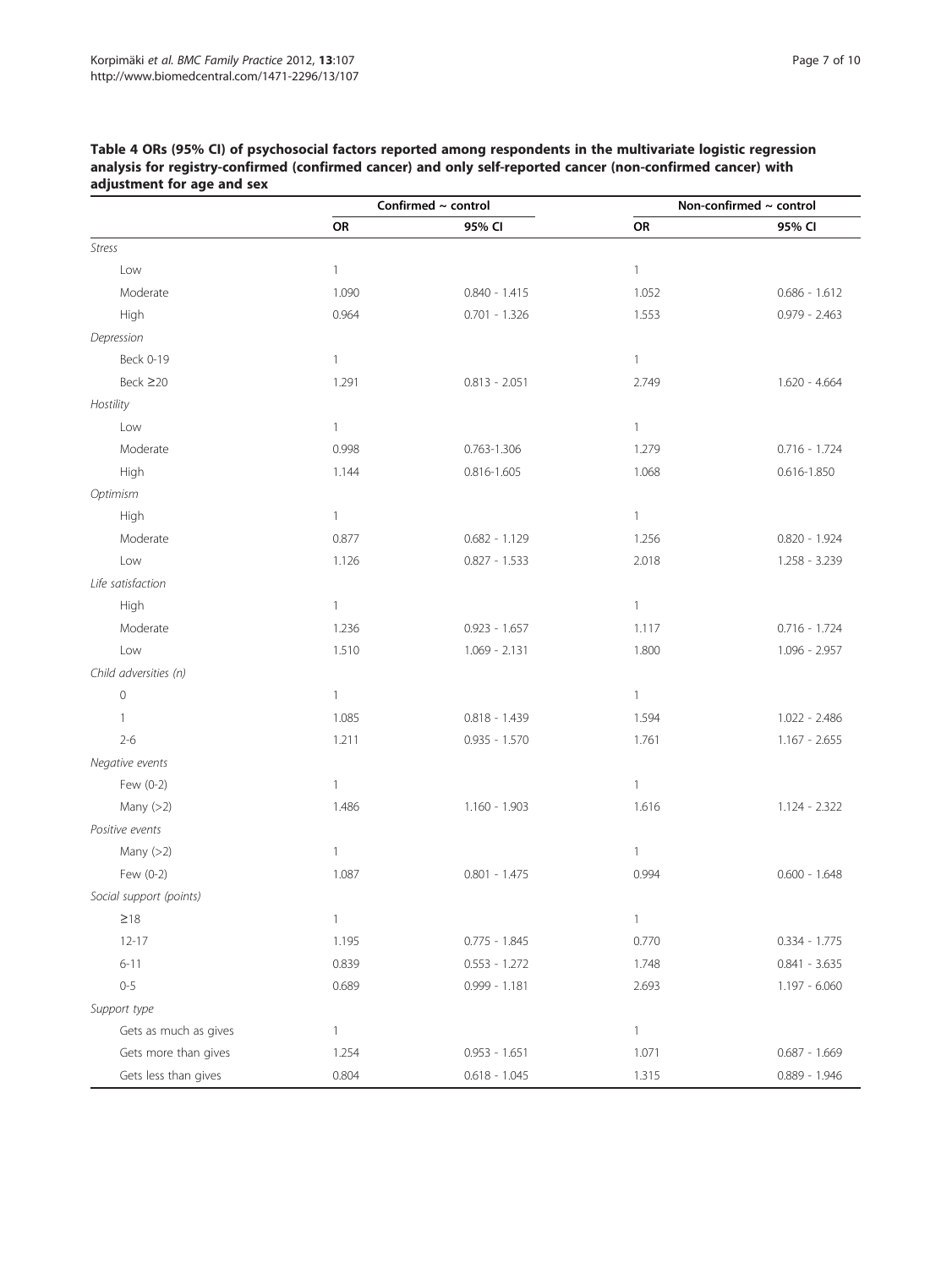**Table 4 ORs (95% CI) of psychosocial factors reported among respondents in the multivariate logistic regression analysis for registry-confirmed (confirmed cancer) and only self-reported cancer (non-confirmed cancer) with adjustment for age and sex**

| | Confirmed ~ control | | Non-confirmed ~ control | |
|---|---|---|---|---|
| | OR | 95% CI | OR | 95% CI |
| *Stress* | | | | |
| Low | 1 | | 1 | |
| Moderate | 1.090 | 0.840 - 1.415 | 1.052 | 0.686 - 1.612 |
| High | 0.964 | 0.701 - 1.326 | 1.553 | 0.979 - 2.463 |
| *Depression* | | | | |
| Beck 0-19 | 1 | | 1 | |
| Beck ≥20 | 1.291 | 0.813 - 2.051 | 2.749 | 1.620 - 4.664 |
| *Hostility* | | | | |
| Low | 1 | | 1 | |
| Moderate | 0.998 | 0.763-1.306 | 1.279 | 0.716 - 1.724 |
| High | 1.144 | 0.816-1.605 | 1.068 | 0.616-1.850 |
| *Optimism* | | | | |
| High | 1 | | 1 | |
| Moderate | 0.877 | 0.682 - 1.129 | 1.256 | 0.820 - 1.924 |
| Low | 1.126 | 0.827 - 1.533 | 2.018 | 1.258 - 3.239 |
| *Life satisfaction* | | | | |
| High | 1 | | 1 | |
| Moderate | 1.236 | 0.923 - 1.657 | 1.117 | 0.716 - 1.724 |
| Low | 1.510 | 1.069 - 2.131 | 1.800 | 1.096 - 2.957 |
| *Child adversities (n)* | | | | |
| 0 | 1 | | 1 | |
| 1 | 1.085 | 0.818 - 1.439 | 1.594 | 1.022 - 2.486 |
| 2-6 | 1.211 | 0.935 - 1.570 | 1.761 | 1.167 - 2.655 |
| *Negative events* | | | | |
| Few (0-2) | 1 | | 1 | |
| Many (>2) | 1.486 | 1.160 - 1.903 | 1.616 | 1.124 - 2.322 |
| *Positive events* | | | | |
| Many (>2) | 1 | | 1 | |
| Few (0-2) | 1.087 | 0.801 - 1.475 | 0.994 | 0.600 - 1.648 |
| *Social support (points)* | | | | |
| ≥18 | 1 | | 1 | |
| 12-17 | 1.195 | 0.775 - 1.845 | 0.770 | 0.334 - 1.775 |
| 6-11 | 0.839 | 0.553 - 1.272 | 1.748 | 0.841 - 3.635 |
| 0-5 | 0.689 | 0.999 - 1.181 | 2.693 | 1.197 - 6.060 |
| *Support type* | | | | |
| Gets as much as gives | 1 | | 1 | |
| Gets more than gives | 1.254 | 0.953 - 1.651 | 1.071 | 0.687 - 1.669 |
| Gets less than gives | 0.804 | 0.618 - 1.045 | 1.315 | 0.889 - 1.946 |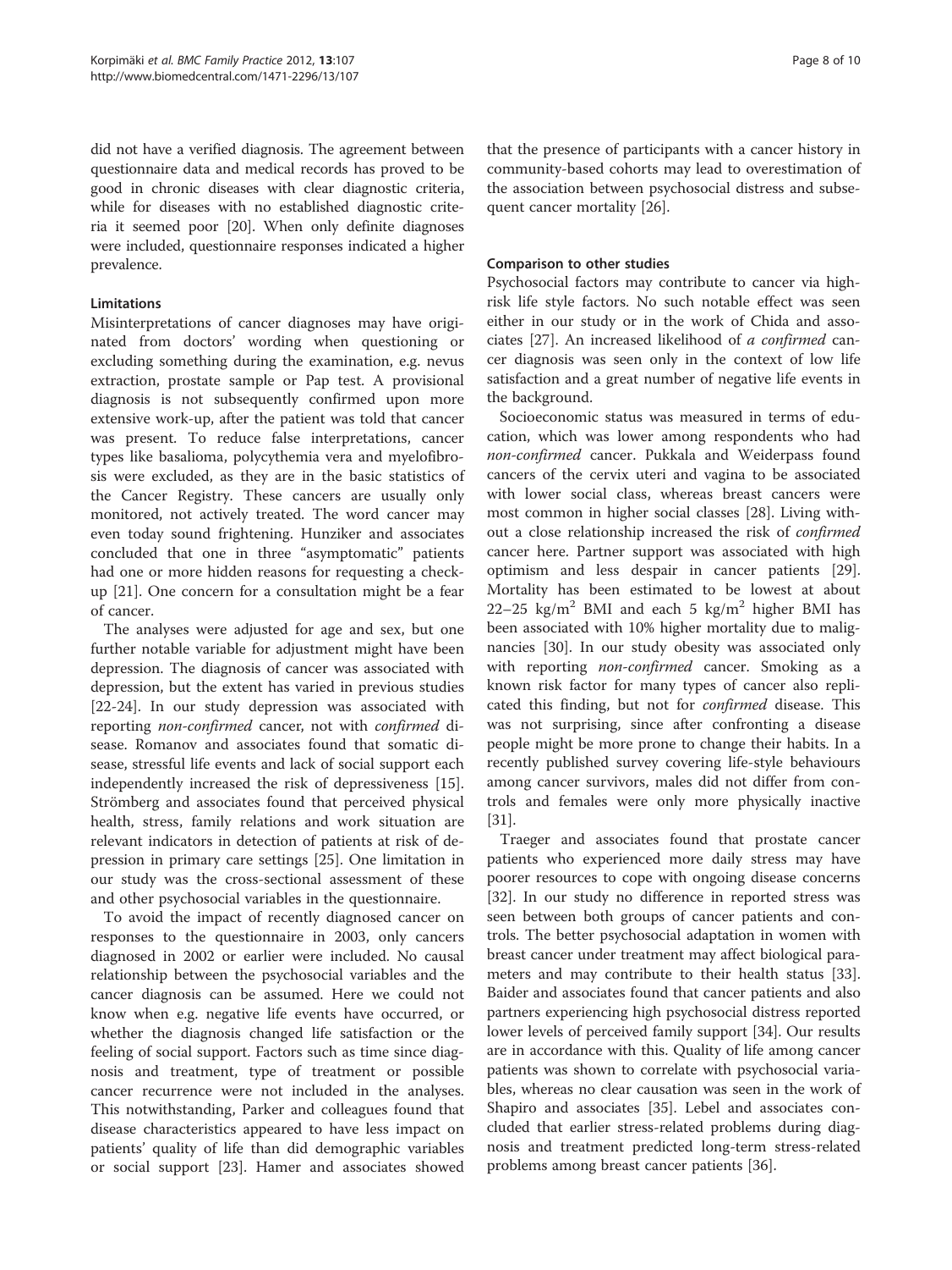did not have a verified diagnosis. The agreement between questionnaire data and medical records has proved to be good in chronic diseases with clear diagnostic criteria, while for diseases with no established diagnostic criteria it seemed poor [20]. When only definite diagnoses were included, questionnaire responses indicated a higher prevalence.

### Limitations

Misinterpretations of cancer diagnoses may have originated from doctors' wording when questioning or excluding something during the examination, e.g. nevus extraction, prostate sample or Pap test. A provisional diagnosis is not subsequently confirmed upon more extensive work-up, after the patient was told that cancer was present. To reduce false interpretations, cancer types like basalioma, polycythemia vera and myelofibrosis were excluded, as they are in the basic statistics of the Cancer Registry. These cancers are usually only monitored, not actively treated. The word cancer may even today sound frightening. Hunziker and associates concluded that one in three "asymptomatic" patients had one or more hidden reasons for requesting a checkup [21]. One concern for a consultation might be a fear of cancer.

The analyses were adjusted for age and sex, but one further notable variable for adjustment might have been depression. The diagnosis of cancer was associated with depression, but the extent has varied in previous studies [22-24]. In our study depression was associated with reporting *non-confirmed* cancer, not with *confirmed* disease. Romanov and associates found that somatic disease, stressful life events and lack of social support each independently increased the risk of depressiveness [15]. Strömberg and associates found that perceived physical health, stress, family relations and work situation are relevant indicators in detection of patients at risk of depression in primary care settings [25]. One limitation in our study was the cross-sectional assessment of these and other psychosocial variables in the questionnaire.

To avoid the impact of recently diagnosed cancer on responses to the questionnaire in 2003, only cancers diagnosed in 2002 or earlier were included. No causal relationship between the psychosocial variables and the cancer diagnosis can be assumed. Here we could not know when e.g. negative life events have occurred, or whether the diagnosis changed life satisfaction or the feeling of social support. Factors such as time since diagnosis and treatment, type of treatment or possible cancer recurrence were not included in the analyses. This notwithstanding, Parker and colleagues found that disease characteristics appeared to have less impact on patients' quality of life than did demographic variables or social support [23]. Hamer and associates showed that the presence of participants with a cancer history in community-based cohorts may lead to overestimation of the association between psychosocial distress and subsequent cancer mortality [26].

### Comparison to other studies

Psychosocial factors may contribute to cancer via high-risk life style factors. No such notable effect was seen either in our study or in the work of Chida and associates [27]. An increased likelihood of *a confirmed* cancer diagnosis was seen only in the context of low life satisfaction and a great number of negative life events in the background.

Socioeconomic status was measured in terms of education, which was lower among respondents who had *non-confirmed* cancer. Pukkala and Weiderpass found cancers of the cervix uteri and vagina to be associated with lower social class, whereas breast cancers were most common in higher social classes [28]. Living without a close relationship increased the risk of *confirmed* cancer here. Partner support was associated with high optimism and less despair in cancer patients [29]. Mortality has been estimated to be lowest at about 22–25 $kg/m^2$ BMI and each 5 $kg/m^2$ higher BMI has been associated with 10% higher mortality due to malignancies [30]. In our study obesity was associated only with reporting *non-confirmed* cancer. Smoking as a known risk factor for many types of cancer also replicated this finding, but not for *confirmed* disease. This was not surprising, since after confronting a disease people might be more prone to change their habits. In a recently published survey covering life-style behaviours among cancer survivors, males did not differ from controls and females were only more physically inactive [31].

Traeger and associates found that prostate cancer patients who experienced more daily stress may have poorer resources to cope with ongoing disease concerns [32]. In our study no difference in reported stress was seen between both groups of cancer patients and controls. The better psychosocial adaptation in women with breast cancer under treatment may affect biological parameters and may contribute to their health status [33]. Baider and associates found that cancer patients and also partners experiencing high psychosocial distress reported lower levels of perceived family support [34]. Our results are in accordance with this. Quality of life among cancer patients was shown to correlate with psychosocial variables, whereas no clear causation was seen in the work of Shapiro and associates [35]. Lebel and associates concluded that earlier stress-related problems during diagnosis and treatment predicted long-term stress-related problems among breast cancer patients [36].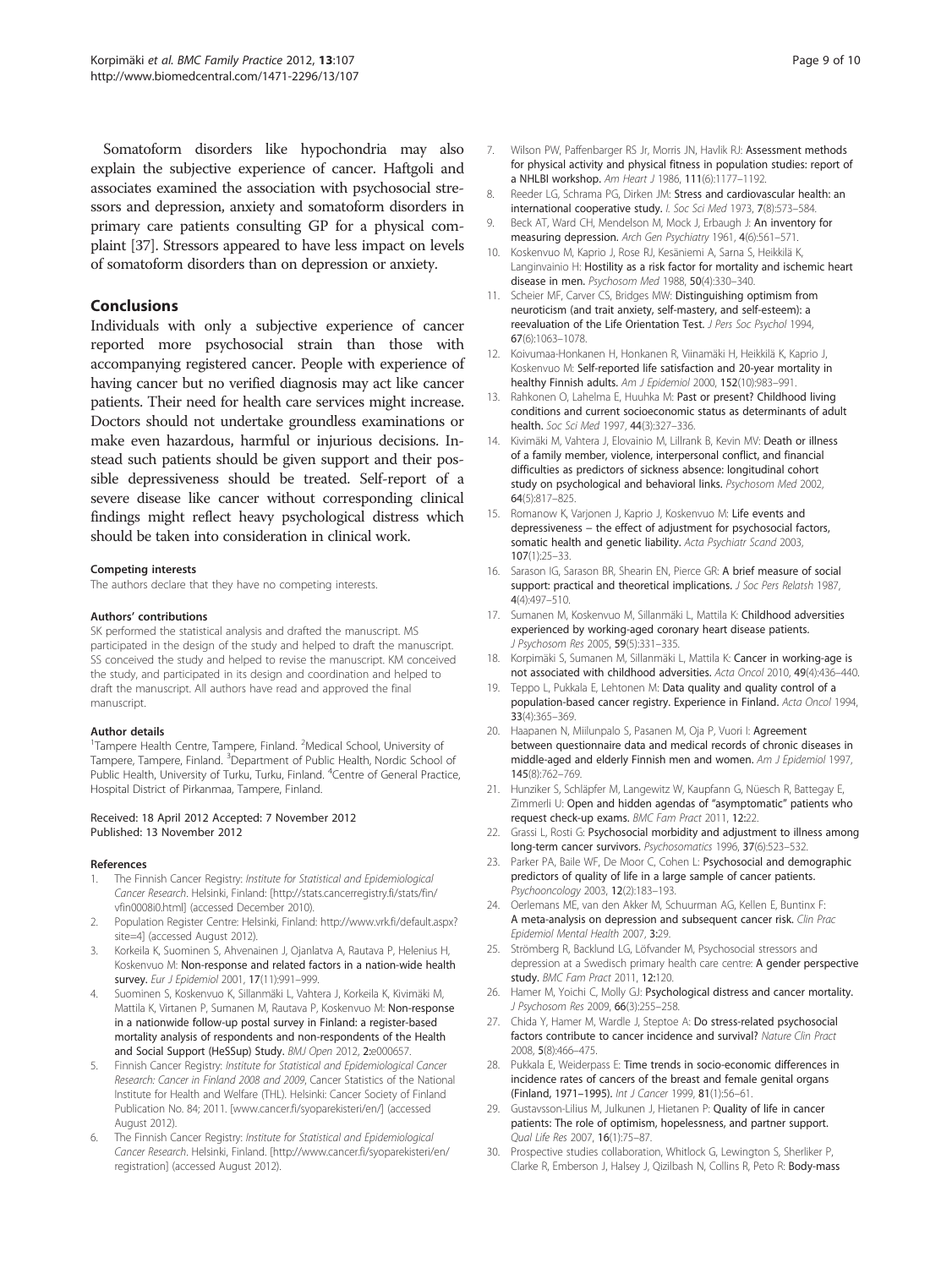Somatoform disorders like hypochondria may also explain the subjective experience of cancer. Haftgoli and associates examined the association with psychosocial stressors and depression, anxiety and somatoform disorders in primary care patients consulting GP for a physical complaint [37]. Stressors appeared to have less impact on levels of somatoform disorders than on depression or anxiety.

## Conclusions

Individuals with only a subjective experience of cancer reported more psychosocial strain than those with accompanying registered cancer. People with experience of having cancer but no verified diagnosis may act like cancer patients. Their need for health care services might increase. Doctors should not undertake groundless examinations or make even hazardous, harmful or injurious decisions. Instead such patients should be given support and their possible depressiveness should be treated. Self-report of a severe disease like cancer without corresponding clinical findings might reflect heavy psychological distress which should be taken into consideration in clinical work.

#### Competing interests

The authors declare that they have no competing interests.

#### Authors' contributions

SK performed the statistical analysis and drafted the manuscript. MS participated in the design of the study and helped to draft the manuscript. SS conceived the study and helped to revise the manuscript. KM conceived the study, and participated in its design and coordination and helped to draft the manuscript. All authors have read and approved the final manuscript.

#### Author details

[1]Tampere Health Centre, Tampere, Finland. [2]Medical School, University of Tampere, Tampere, Finland. [3]Department of Public Health, Nordic School of Public Health, University of Turku, Turku, Finland. [4]Centre of General Practice, Hospital District of Pirkanmaa, Tampere, Finland.

Received: 18 April 2012 Accepted: 7 November 2012
Published: 13 November 2012

#### References

1. The Finnish Cancer Registry: *Institute for Statistical and Epidemiological Cancer Research*. Helsinki, Finland: [http://stats.cancerregistry.fi/stats/fin/vfin0008i0.html] (accessed December 2010).
2. Population Register Centre: Helsinki, Finland: http://www.vrk.fi/default.aspx?site=4] (accessed August 2012).
3. Korkeila K, Suominen S, Ahvenainen J, Ojanlatva A, Rautava P, Helenius H, Koskenvuo M: **Non-response and related factors in a nation-wide health survey.** *Eur J Epidemiol* 2001, **17**(11):991–999.
4. Suominen S, Koskenvuo K, Sillanmäki L, Vahtera J, Korkeila K, Kivimäki M, Mattila K, Virtanen P, Sumanen M, Rautava P, Koskenvuo M: **Non-response in a nationwide follow-up postal survey in Finland: a register-based mortality analysis of respondents and non-respondents of the Health and Social Support (HeSSup) Study.** *BMJ Open* 2012, **2**:e000657.
5. Finnish Cancer Registry: *Institute for Statistical and Epidemiological Cancer Research: Cancer in Finland 2008 and 2009*, Cancer Statistics of the National Institute for Health and Welfare (THL). Helsinki: Cancer Society of Finland Publication No. 84; 2011. [www.cancer.fi/syoparekisteri/en/] (accessed August 2012).
6. The Finnish Cancer Registry: *Institute for Statistical and Epidemiological Cancer Research*. Helsinki, Finland. [http://www.cancer.fi/syoparekisteri/en/registration] (accessed August 2012).
7. Wilson PW, Paffenbarger RS Jr, Morris JN, Havlik RJ: **Assessment methods for physical activity and physical fitness in population studies: report of a NHLBI workshop.** *Am Heart J* 1986, **111**(6):1177–1192.
8. Reeder LG, Schrama PG, Dirken JM: **Stress and cardiovascular health: an international cooperative study.** *I. Soc Sci Med* 1973, **7**(8):573–584.
9. Beck AT, Ward CH, Mendelson M, Mock J, Erbaugh J: **An inventory for measuring depression.** *Arch Gen Psychiatry* 1961, **4**(6):561–571.
10. Koskenvuo M, Kaprio J, Rose RJ, Kesäniemi A, Sarna S, Heikkilä K, Langinvainio H: **Hostility as a risk factor for mortality and ischemic heart disease in men.** *Psychosom Med* 1988, **50**(4):330–340.
11. Scheier MF, Carver CS, Bridges MW: **Distinguishing optimism from neuroticism (and trait anxiety, self-mastery, and self-esteem): a reevaluation of the Life Orientation Test.** *J Pers Soc Psychol* 1994, **67**(6):1063–1078.
12. Koivumaa-Honkanen H, Honkanen R, Viinamäki H, Heikkilä K, Kaprio J, Koskenvuo M: **Self-reported life satisfaction and 20-year mortality in healthy Finnish adults.** *Am J Epidemiol* 2000, **152**(10):983–991.
13. Rahkonen O, Lahelma E, Huuhka M: **Past or present? Childhood living conditions and current socioeconomic status as determinants of adult health.** *Soc Sci Med* 1997, **44**(3):327–336.
14. Kivimäki M, Vahtera J, Elovainio M, Lillrank B, Kevin MV: **Death or illness of a family member, violence, interpersonal conflict, and financial difficulties as predictors of sickness absence: longitudinal cohort study on psychological and behavioral links.** *Psychosom Med* 2002, **64**(5):817–825.
15. Romanow K, Varjonen J, Kaprio J, Koskenvuo M: **Life events and depressiveness – the effect of adjustment for psychosocial factors, somatic health and genetic liability.** *Acta Psychiatr Scand* 2003, **107**(1):25–33.
16. Sarason IG, Sarason BR, Shearin EN, Pierce GR: **A brief measure of social support: practical and theoretical implications.** *J Soc Pers Relatsh* 1987, **4**(4):497–510.
17. Sumanen M, Koskenvuo M, Sillanmäki L, Mattila K: **Childhood adversities experienced by working-aged coronary heart disease patients.** *J Psychosom Res* 2005, **59**(5):331–335.
18. Korpimäki S, Sumanen M, Sillanmäki L, Mattila K: **Cancer in working-age is not associated with childhood adversities.** *Acta Oncol* 2010, **49**(4):436–440.
19. Teppo L, Pukkala E, Lehtonen M: **Data quality and quality control of a population-based cancer registry. Experience in Finland.** *Acta Oncol* 1994, **33**(4):365–369.
20. Haapanen N, Miilunpalo S, Pasanen M, Oja P, Vuori I: **Agreement between questionnaire data and medical records of chronic diseases in middle-aged and elderly Finnish men and women.** *Am J Epidemiol* 1997, **145**(8):762–769.
21. Hunziker S, Schläpfer M, Langewitz W, Kaupfann G, Nüesch R, Battegay E, Zimmerli U: **Open and hidden agendas of "asymptomatic" patients who request check-up exams.** *BMC Fam Pract* 2011, **12**:22.
22. Grassi L, Rosti G: **Psychosocial morbidity and adjustment to illness among long-term cancer survivors.** *Psychosomatics* 1996, **37**(6):523–532.
23. Parker PA, Baile WF, De Moor C, Cohen L: **Psychosocial and demographic predictors of quality of life in a large sample of cancer patients.** *Psychooncology* 2003, **12**(2):183–193.
24. Oerlemans ME, van den Akker M, Schuurman AG, Kellen E, Buntinx F: **A meta-analysis on depression and subsequent cancer risk.** *Clin Prac Epidemiol Mental Health* 2007, **3**:29.
25. Strömberg R, Backlund LG, Löfvander M, Psychosocial stressors and depression at a Swedish primary health care centre: **A gender perspective study.** *BMC Fam Pract* 2011, **12**:120.
26. Hamer M, Yoichi C, Molly GJ: **Psychological distress and cancer mortality.** *J Psychosom Res* 2009, **66**(3):255–258.
27. Chida Y, Hamer M, Wardle J, Steptoe A: **Do stress-related psychosocial factors contribute to cancer incidence and survival?** *Nature Clin Pract* 2008, **5**(8):466–475.
28. Pukkala E, Weiderpass E: **Time trends in socio-economic differences in incidence rates of cancers of the breast and female genital organs (Finland, 1971–1995).** *Int J Cancer* 1999, **81**(1):56–61.
29. Gustavsson-Lilius M, Julkunen J, Hietanen P: **Quality of life in cancer patients: The role of optimism, hopelessness, and partner support.** *Qual Life Res* 2007, **16**(1):75–87.
30. Prospective studies collaboration, Whitlock G, Lewington S, Sherliker P, Clarke R, Emberson J, Halsey J, Qizilbash N, Collins R, Peto R: **Body-mass**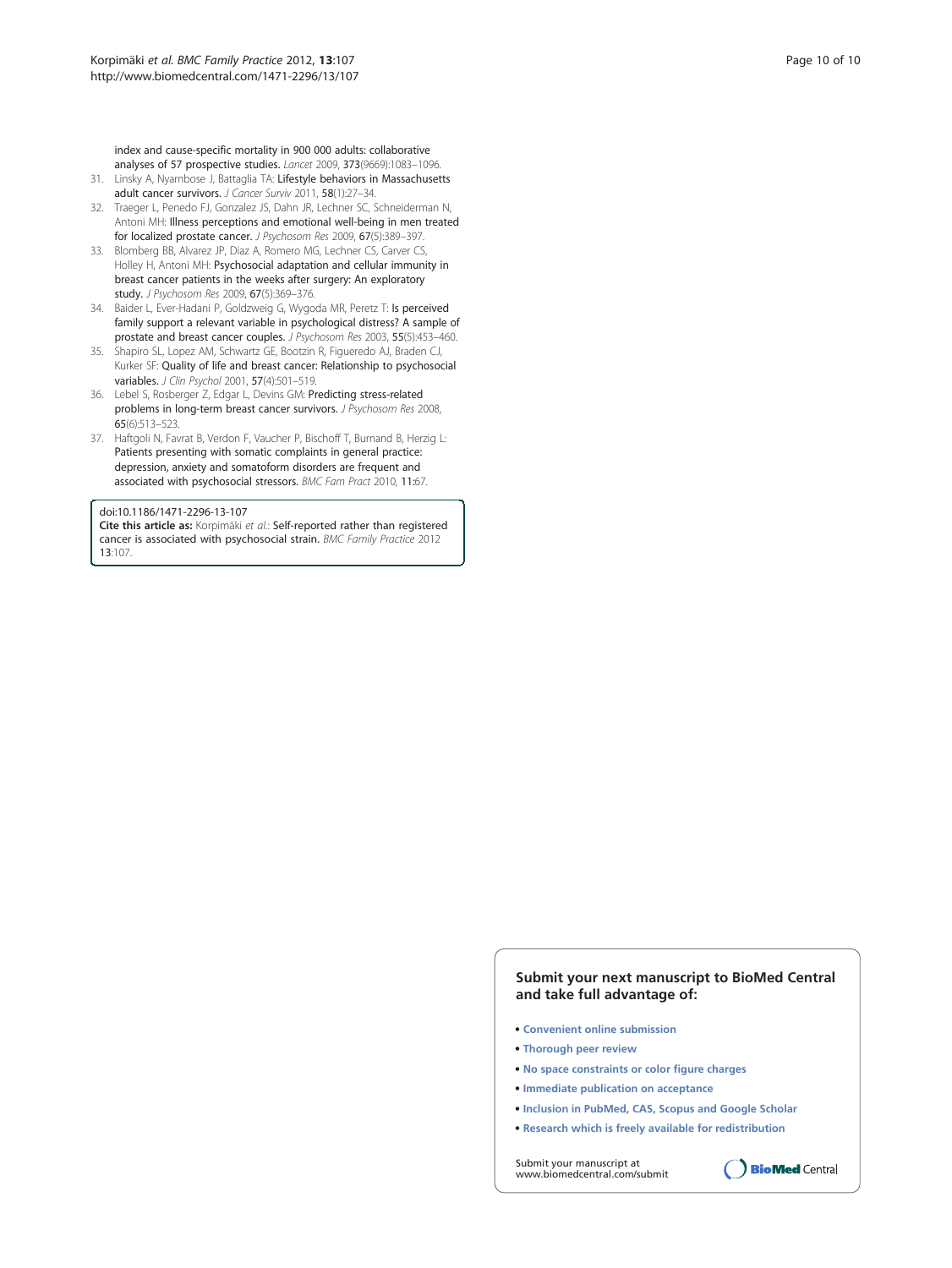index and cause-specific mortality in 900 000 adults: collaborative analyses of 57 prospective studies. *Lancet* 2009, **373**(9669):1083–1096.

31. Linsky A, Nyambose J, Battaglia TA: **Lifestyle behaviors in Massachusetts adult cancer survivors.** *J Cancer Surviv* 2011, **58**(1):27–34.
32. Traeger L, Penedo FJ, Gonzalez JS, Dahn JR, Lechner SC, Schneiderman N, Antoni MH: **Illness perceptions and emotional well-being in men treated for localized prostate cancer.** *J Psychosom Res* 2009, **67**(5):389–397.
33. Blomberg BB, Alvarez JP, Diaz A, Romero MG, Lechner CS, Carver CS, Holley H, Antoni MH: **Psychosocial adaptation and cellular immunity in breast cancer patients in the weeks after surgery: An exploratory study.** *J Psychosom Res* 2009, **67**(5):369–376.
34. Baider L, Ever-Hadani P, Goldzweig G, Wygoda MR, Peretz T: **Is perceived family support a relevant variable in psychological distress? A sample of prostate and breast cancer couples.** *J Psychosom Res* 2003, **55**(5):453–460.
35. Shapiro SL, Lopez AM, Schwartz GE, Bootzin R, Figueredo AJ, Braden CJ, Kurker SF: **Quality of life and breast cancer: Relationship to psychosocial variables.** *J Clin Psychol* 2001, **57**(4):501–519.
36. Lebel S, Rosberger Z, Edgar L, Devins GM: **Predicting stress-related problems in long-term breast cancer survivors.** *J Psychosom Res* 2008, **65**(6):513–523.
37. Haftgoli N, Favrat B, Verdon F, Vaucher P, Bischoff T, Burnand B, Herzig L: **Patients presenting with somatic complaints in general practice: depression, anxiety and somatoform disorders are frequent and associated with psychosocial stressors.** *BMC Fam Pract* 2010, **11**:67.

doi:10.1186/1471-2296-13-107

**Cite this article as:** Korpimäki *et al.*: Self-reported rather than registered cancer is associated with psychosocial strain. *BMC Family Practice* 2012 **13**:107.

**Submit your next manuscript to BioMed Central and take full advantage of:**

- **Convenient online submission**
- **Thorough peer review**
- **No space constraints or color figure charges**
- **Immediate publication on acceptance**
- **Inclusion in PubMed, CAS, Scopus and Google Scholar**
- **Research which is freely available for redistribution**

Submit your manuscript at www.biomedcentral.com/submit

BioMed Central